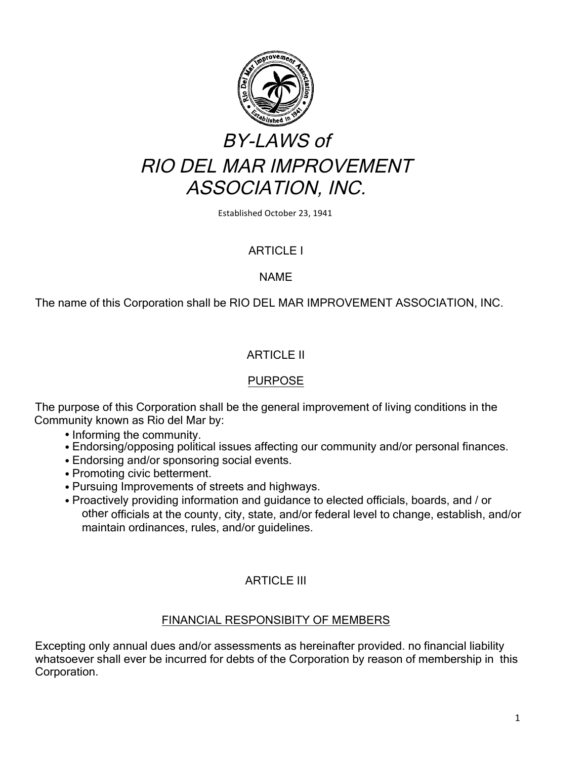# BY-LAWS of RIO DEL MAR IMPROVEMENT ASSOCIATION, INC.

Established October 23, 1941

## ARTICLE I

### NAME

The name of this Corporation shall be RIO DEL MAR IMPROVEMENT ASSOCIATION, INC.

## ARTICLE II

### PURPOSE

The purpose of this Corporation shall be the general improvement of living conditions in the Community known as Rio del Mar by:

- Informing the community.
- Endorsing/opposing political issues affecting our community and/or personal finances.
- Endorsing and/or sponsoring social events.
- Promoting civic betterment.
- Pursuing Improvements of streets and highways.
- Proactively providing information and guidance to elected officials, boards, and / or other officials at the county, city, state, and/or federal level to change, establish, and/or maintain ordinances, rules, and/or guidelines.

## ARTICLE III

### FINANCIAL RESPONSIBITY OF MEMBERS

Excepting only annual dues and/or assessments as hereinafter provided. no financial liability whatsoever shall ever be incurred for debts of the Corporation by reason of membership in this Corporation.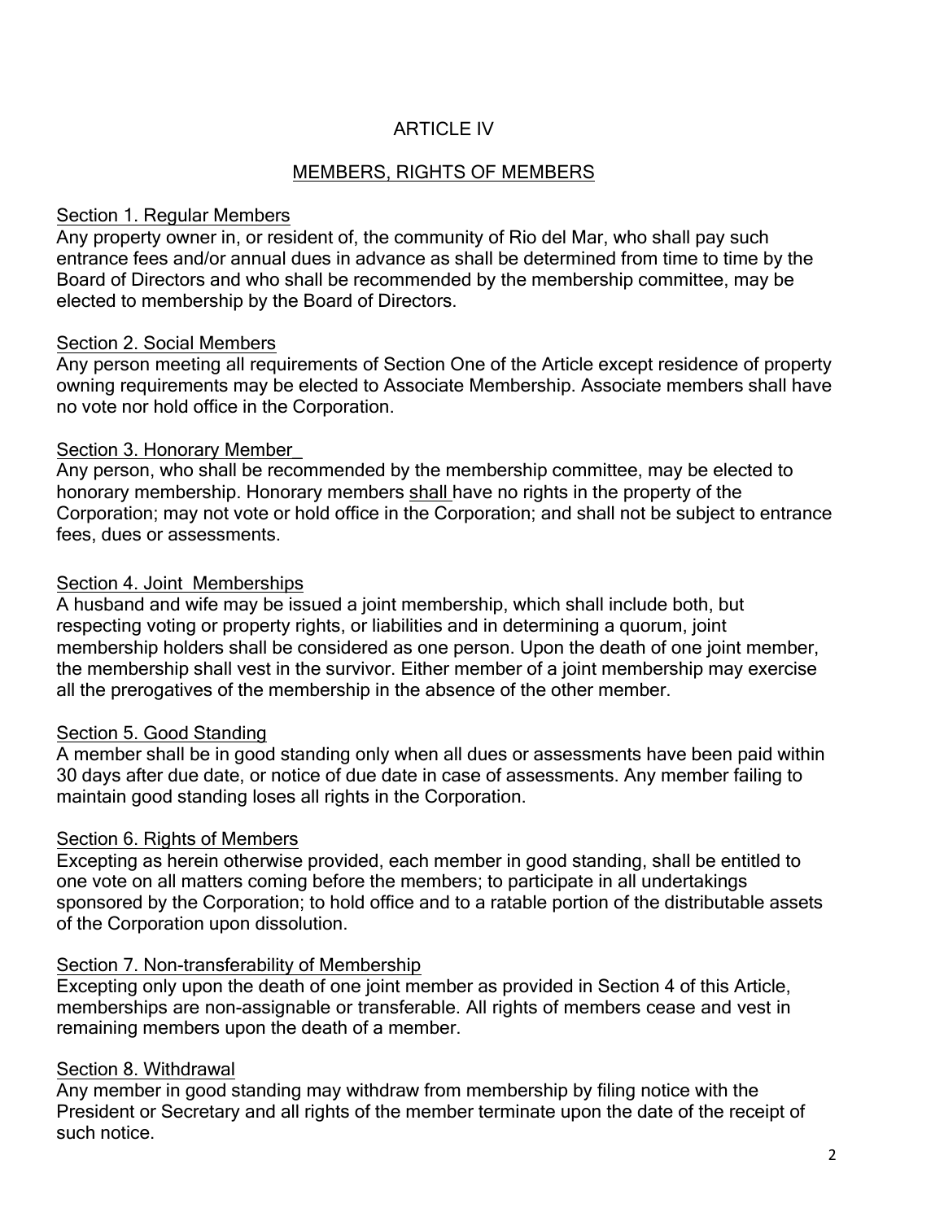# ARTICLE IV

## MEMBERS, RIGHTS OF MEMBERS

### Section 1. Regular Members

Any property owner in, or resident of, the community of Rio del Mar, who shall pay such entrance fees and/or annual dues in advance as shall be determined from time to time by the Board of Directors and who shall be recommended by the membership committee, may be elected to membership by the Board of Directors.

### Section 2. Social Members

Any person meeting all requirements of Section One of the Article except residence of property owning requirements may be elected to Associate Membership. Associate members shall have no vote nor hold office in the Corporation.

### Section 3. Honorary Member

Any person, who shall be recommended by the membership committee, may be elected to honorary membership. Honorary members shall have no rights in the property of the Corporation; may not vote or hold office in the Corporation; and shall not be subject to entrance fees, dues or assessments.

### Section 4. Joint Memberships

A husband and wife may be issued a joint membership, which shall include both, but respecting voting or property rights, or liabilities and in determining a quorum, joint membership holders shall be considered as one person. Upon the death of one joint member, the membership shall vest in the survivor. Either member of a joint membership may exercise all the prerogatives of the membership in the absence of the other member.

### Section 5. Good Standing

A member shall be in good standing only when all dues or assessments have been paid within 30 days after due date, or notice of due date in case of assessments. Any member failing to maintain good standing loses all rights in the Corporation.

### Section 6. Rights of Members

Excepting as herein otherwise provided, each member in good standing, shall be entitled to one vote on all matters coming before the members; to participate in all undertakings sponsored by the Corporation; to hold office and to a ratable portion of the distributable assets of the Corporation upon dissolution.

### Section 7. Non-transferability of Membership

Excepting only upon the death of one joint member as provided in Section 4 of this Article, memberships are non-assignable or transferable. All rights of members cease and vest in remaining members upon the death of a member.

### Section 8. Withdrawal

Any member in good standing may withdraw from membership by filing notice with the President or Secretary and all rights of the member terminate upon the date of the receipt of such notice.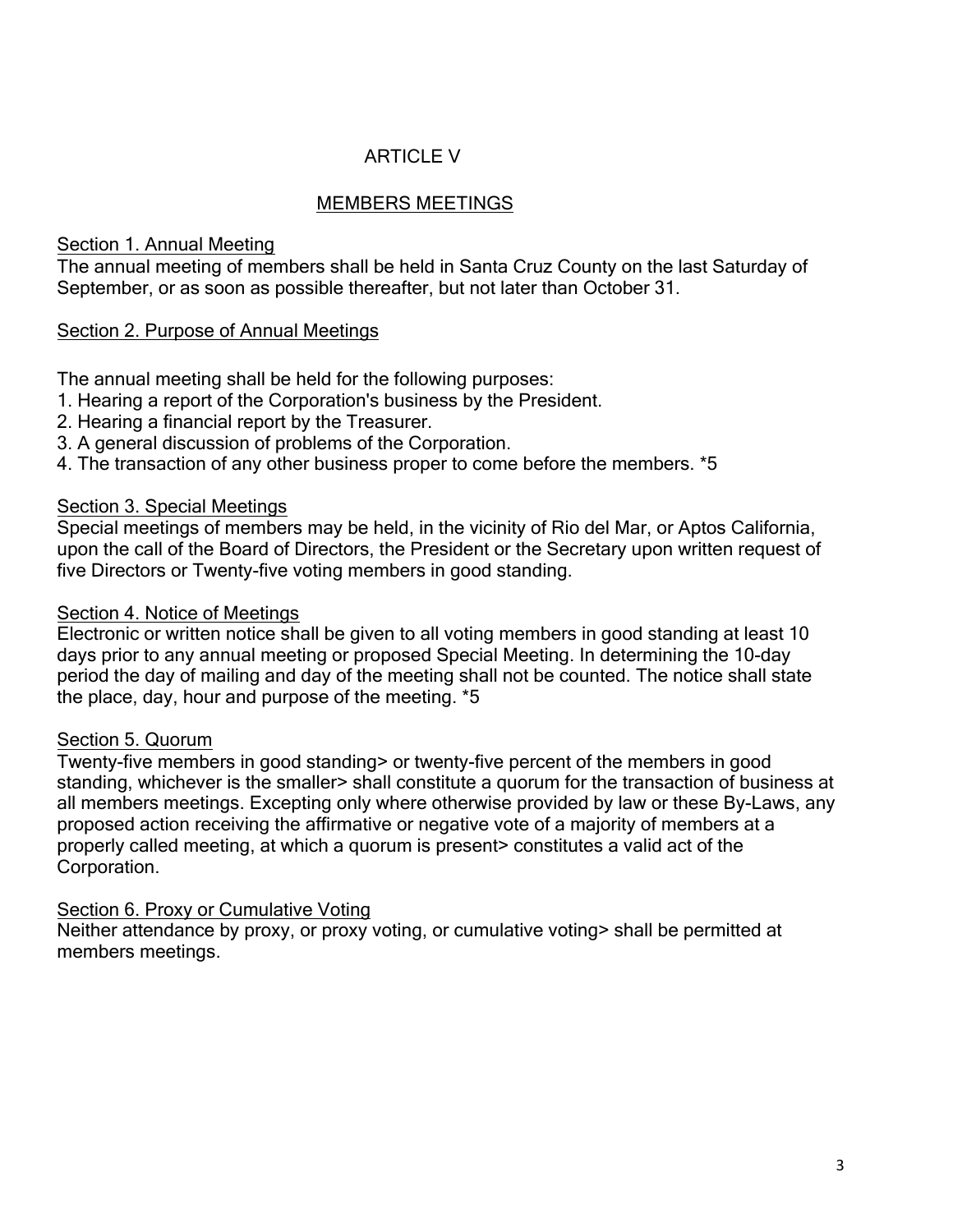# ARTICLE V

## MEMBERS MEETINGS

Section 1. Annual Meeting

The annual meeting of members shall be held in Santa Cruz County on the last Saturday of September, or as soon as possible thereafter, but not later than October 31.

Section 2. Purpose of Annual Meetings

The annual meeting shall be held for the following purposes:

1. Hearing a report of the Corporation's business by the President.
2. Hearing a financial report by the Treasurer.
3. A general discussion of problems of the Corporation.
4. The transaction of any other business proper to come before the members. *5

Section 3. Special Meetings

Special meetings of members may be held, in the vicinity of Rio del Mar, or Aptos California, upon the call of the Board of Directors, the President or the Secretary upon written request of five Directors or Twenty-five voting members in good standing.

Section 4. Notice of Meetings

Electronic or written notice shall be given to all voting members in good standing at least 10 days prior to any annual meeting or proposed Special Meeting. In determining the 10-day period the day of mailing and day of the meeting shall not be counted. The notice shall state the place, day, hour and purpose of the meeting. *5

Section 5. Quorum

Twenty-five members in good standing> or twenty-five percent of the members in good standing, whichever is the smaller> shall constitute a quorum for the transaction of business at all members meetings. Excepting only where otherwise provided by law or these By-Laws, any proposed action receiving the affirmative or negative vote of a majority of members at a properly called meeting, at which a quorum is present> constitutes a valid act of the Corporation.

Section 6. Proxy or Cumulative Voting

Neither attendance by proxy, or proxy voting, or cumulative voting> shall be permitted at members meetings.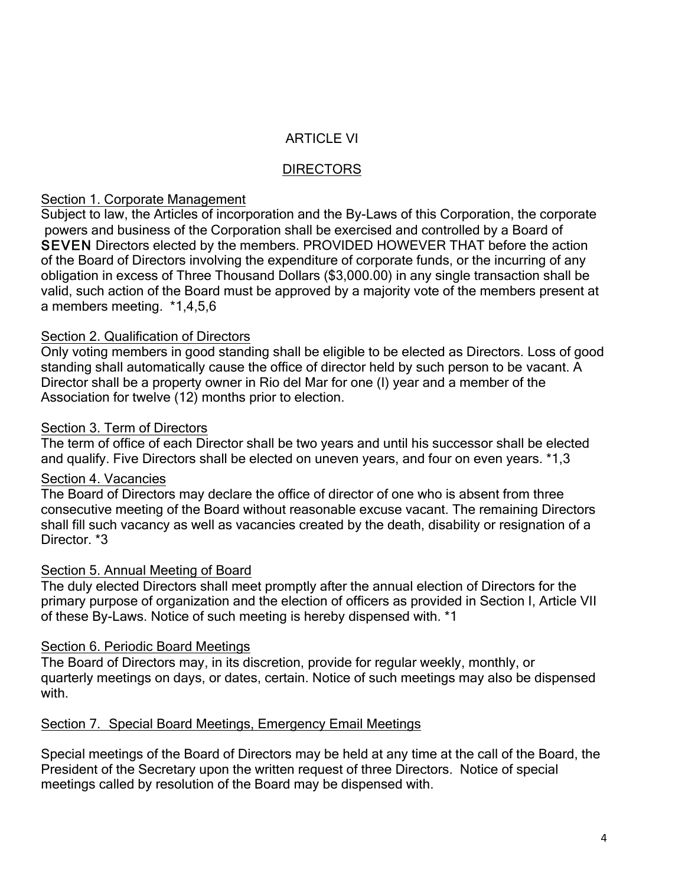# ARTICLE VI

## DIRECTORS

### Section 1. Corporate Management

Subject to law, the Articles of incorporation and the By-Laws of this Corporation, the corporate powers and business of the Corporation shall be exercised and controlled by a Board of **SEVEN** Directors elected by the members. PROVIDED HOWEVER THAT before the action of the Board of Directors involving the expenditure of corporate funds, or the incurring of any obligation in excess of Three Thousand Dollars ($3,000.00) in any single transaction shall be valid, such action of the Board must be approved by a majority vote of the members present at a members meeting. *1,4,5,6

### Section 2. Qualification of Directors

Only voting members in good standing shall be eligible to be elected as Directors. Loss of good standing shall automatically cause the office of director held by such person to be vacant. A Director shall be a property owner in Rio del Mar for one (I) year and a member of the Association for twelve (12) months prior to election.

### Section 3. Term of Directors

The term of office of each Director shall be two years and until his successor shall be elected and qualify. Five Directors shall be elected on uneven years, and four on even years. *1,3

### Section 4. Vacancies

The Board of Directors may declare the office of director of one who is absent from three consecutive meeting of the Board without reasonable excuse vacant. The remaining Directors shall fill such vacancy as well as vacancies created by the death, disability or resignation of a Director. *3

### Section 5. Annual Meeting of Board

The duly elected Directors shall meet promptly after the annual election of Directors for the primary purpose of organization and the election of officers as provided in Section I, Article VII of these By-Laws. Notice of such meeting is hereby dispensed with. *1

### Section 6. Periodic Board Meetings

The Board of Directors may, in its discretion, provide for regular weekly, monthly, or quarterly meetings on days, or dates, certain. Notice of such meetings may also be dispensed with.

### Section 7. Special Board Meetings, Emergency Email Meetings

Special meetings of the Board of Directors may be held at any time at the call of the Board, the President of the Secretary upon the written request of three Directors. Notice of special meetings called by resolution of the Board may be dispensed with.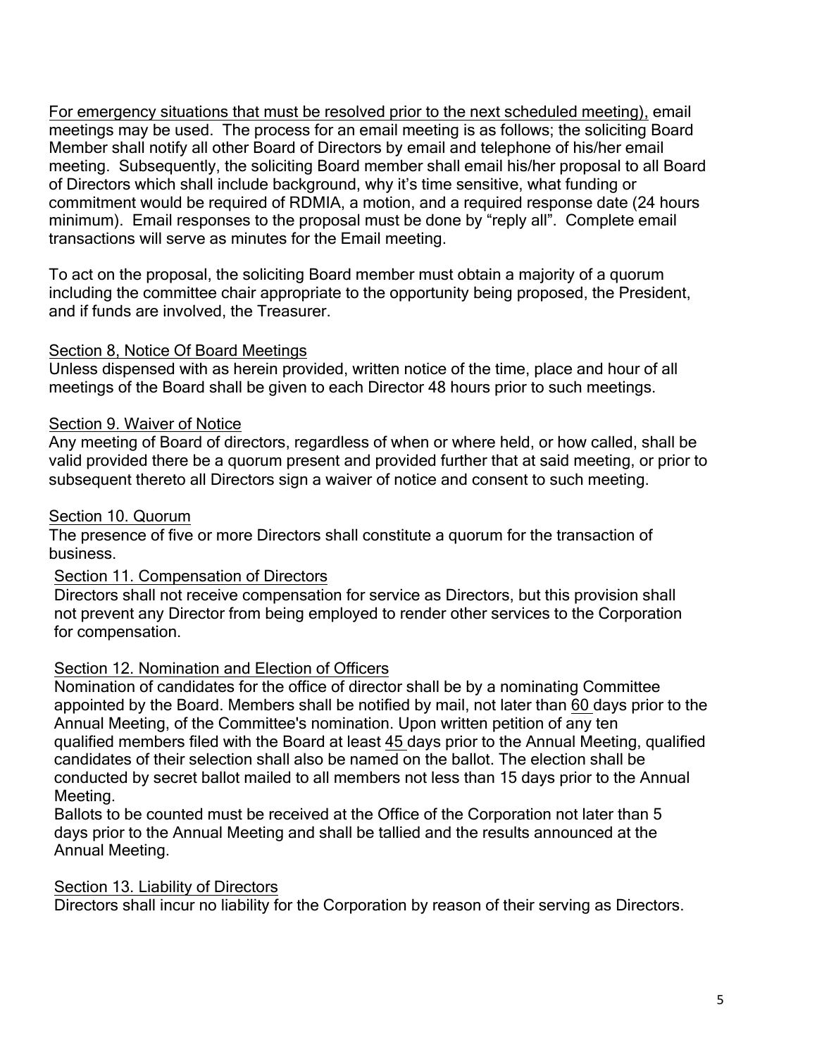For emergency situations that must be resolved prior to the next scheduled meeting), email meetings may be used. The process for an email meeting is as follows; the soliciting Board Member shall notify all other Board of Directors by email and telephone of his/her email meeting. Subsequently, the soliciting Board member shall email his/her proposal to all Board of Directors which shall include background, why it's time sensitive, what funding or commitment would be required of RDMIA, a motion, and a required response date (24 hours minimum). Email responses to the proposal must be done by "reply all". Complete email transactions will serve as minutes for the Email meeting.

To act on the proposal, the soliciting Board member must obtain a majority of a quorum including the committee chair appropriate to the opportunity being proposed, the President, and if funds are involved, the Treasurer.

Section 8, Notice Of Board Meetings

Unless dispensed with as herein provided, written notice of the time, place and hour of all meetings of the Board shall be given to each Director 48 hours prior to such meetings.

Section 9. Waiver of Notice

Any meeting of Board of directors, regardless of when or where held, or how called, shall be valid provided there be a quorum present and provided further that at said meeting, or prior to subsequent thereto all Directors sign a waiver of notice and consent to such meeting.

Section 10. Quorum

The presence of five or more Directors shall constitute a quorum for the transaction of business.

Section 11. Compensation of Directors

Directors shall not receive compensation for service as Directors, but this provision shall not prevent any Director from being employed to render other services to the Corporation for compensation.

Section 12. Nomination and Election of Officers

Nomination of candidates for the office of director shall be by a nominating Committee appointed by the Board. Members shall be notified by mail, not later than 60 days prior to the Annual Meeting, of the Committee's nomination. Upon written petition of any ten qualified members filed with the Board at least 45 days prior to the Annual Meeting, qualified candidates of their selection shall also be named on the ballot. The election shall be conducted by secret ballot mailed to all members not less than 15 days prior to the Annual Meeting.

Ballots to be counted must be received at the Office of the Corporation not later than 5 days prior to the Annual Meeting and shall be tallied and the results announced at the Annual Meeting.

Section 13. Liability of Directors

Directors shall incur no liability for the Corporation by reason of their serving as Directors.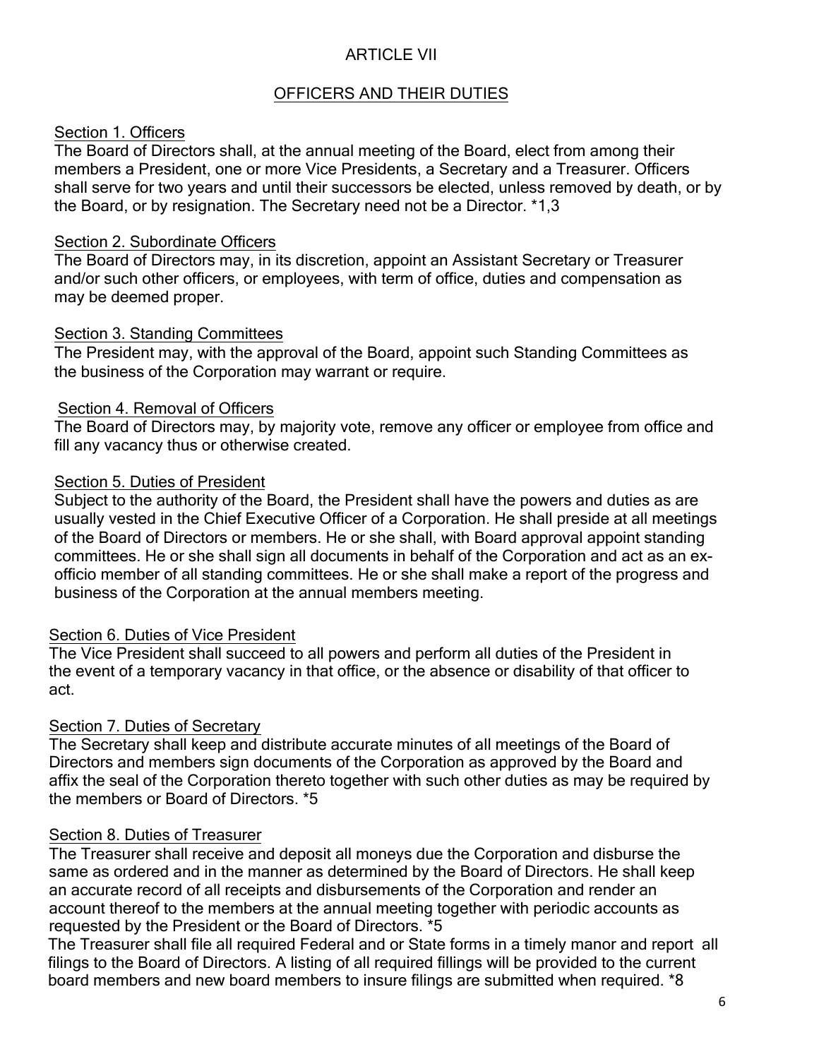# ARTICLE VII

## OFFICERS AND THEIR DUTIES

### Section 1. Officers

The Board of Directors shall, at the annual meeting of the Board, elect from among their members a President, one or more Vice Presidents, a Secretary and a Treasurer. Officers shall serve for two years and until their successors be elected, unless removed by death, or by the Board, or by resignation. The Secretary need not be a Director. *1,3

### Section 2. Subordinate Officers

The Board of Directors may, in its discretion, appoint an Assistant Secretary or Treasurer and/or such other officers, or employees, with term of office, duties and compensation as may be deemed proper.

### Section 3. Standing Committees

The President may, with the approval of the Board, appoint such Standing Committees as the business of the Corporation may warrant or require.

### Section 4. Removal of Officers

The Board of Directors may, by majority vote, remove any officer or employee from office and fill any vacancy thus or otherwise created.

### Section 5. Duties of President

Subject to the authority of the Board, the President shall have the powers and duties as are usually vested in the Chief Executive Officer of a Corporation. He shall preside at all meetings of the Board of Directors or members. He or she shall, with Board approval appoint standing committees. He or she shall sign all documents in behalf of the Corporation and act as an ex-officio member of all standing committees. He or she shall make a report of the progress and business of the Corporation at the annual members meeting.

### Section 6. Duties of Vice President

The Vice President shall succeed to all powers and perform all duties of the President in the event of a temporary vacancy in that office, or the absence or disability of that officer to act.

### Section 7. Duties of Secretary

The Secretary shall keep and distribute accurate minutes of all meetings of the Board of Directors and members sign documents of the Corporation as approved by the Board and affix the seal of the Corporation thereto together with such other duties as may be required by the members or Board of Directors. *5

### Section 8. Duties of Treasurer

The Treasurer shall receive and deposit all moneys due the Corporation and disburse the same as ordered and in the manner as determined by the Board of Directors. He shall keep an accurate record of all receipts and disbursements of the Corporation and render an account thereof to the members at the annual meeting together with periodic accounts as requested by the President or the Board of Directors. *5

The Treasurer shall file all required Federal and or State forms in a timely manor and report all filings to the Board of Directors. A listing of all required fillings will be provided to the current board members and new board members to insure filings are submitted when required. *8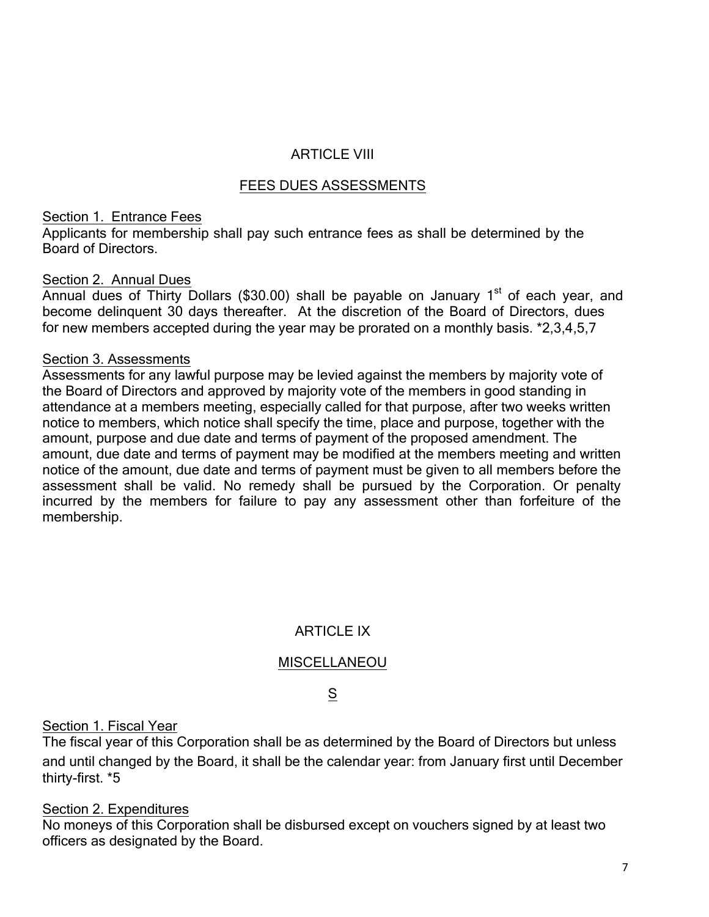## ARTICLE VIII

### FEES DUES ASSESSMENTS

Section 1. Entrance Fees
Applicants for membership shall pay such entrance fees as shall be determined by the Board of Directors.

Section 2. Annual Dues
Annual dues of Thirty Dollars ($30.00) shall be payable on January 1st of each year, and become delinquent 30 days thereafter. At the discretion of the Board of Directors, dues for new members accepted during the year may be prorated on a monthly basis. *2,3,4,5,7

Section 3. Assessments
Assessments for any lawful purpose may be levied against the members by majority vote of the Board of Directors and approved by majority vote of the members in good standing in attendance at a members meeting, especially called for that purpose, after two weeks written notice to members, which notice shall specify the time, place and purpose, together with the amount, purpose and due date and terms of payment of the proposed amendment. The amount, due date and terms of payment may be modified at the members meeting and written notice of the amount, due date and terms of payment must be given to all members before the assessment shall be valid. No remedy shall be pursued by the Corporation. Or penalty incurred by the members for failure to pay any assessment other than forfeiture of the membership.

## ARTICLE IX

### MISCELLANEOU

### S

Section 1. Fiscal Year
The fiscal year of this Corporation shall be as determined by the Board of Directors but unless and until changed by the Board, it shall be the calendar year: from January first until December thirty-first. *5

Section 2. Expenditures
No moneys of this Corporation shall be disbursed except on vouchers signed by at least two officers as designated by the Board.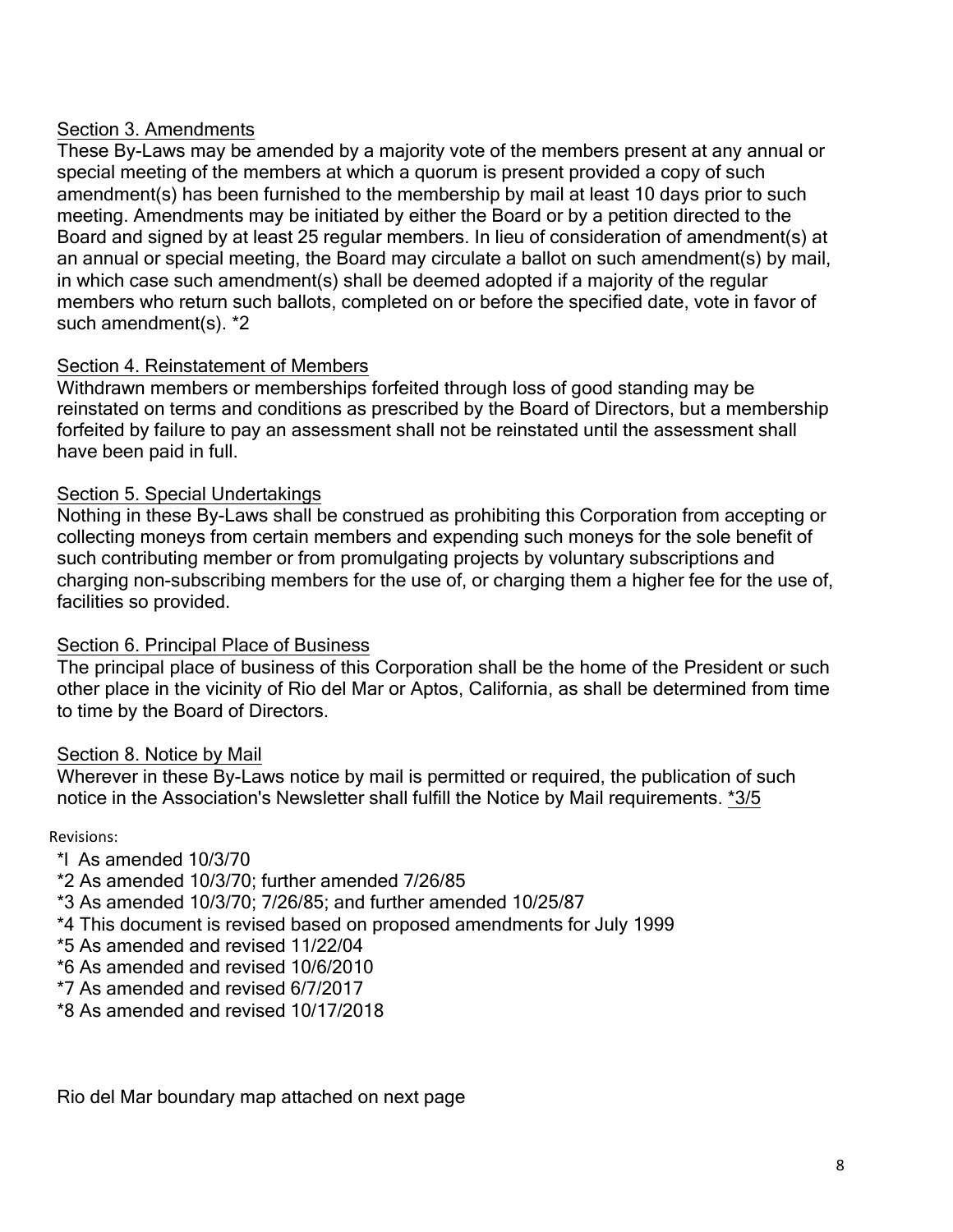Section 3. Amendments

These By-Laws may be amended by a majority vote of the members present at any annual or special meeting of the members at which a quorum is present provided a copy of such amendment(s) has been furnished to the membership by mail at least 10 days prior to such meeting. Amendments may be initiated by either the Board or by a petition directed to the Board and signed by at least 25 regular members. In lieu of consideration of amendment(s) at an annual or special meeting, the Board may circulate a ballot on such amendment(s) by mail, in which case such amendment(s) shall be deemed adopted if a majority of the regular members who return such ballots, completed on or before the specified date, vote in favor of such amendment(s). *2

Section 4. Reinstatement of Members

Withdrawn members or memberships forfeited through loss of good standing may be reinstated on terms and conditions as prescribed by the Board of Directors, but a membership forfeited by failure to pay an assessment shall not be reinstated until the assessment shall have been paid in full.

Section 5. Special Undertakings

Nothing in these By-Laws shall be construed as prohibiting this Corporation from accepting or collecting moneys from certain members and expending such moneys for the sole benefit of such contributing member or from promulgating projects by voluntary subscriptions and charging non-subscribing members for the use of, or charging them a higher fee for the use of, facilities so provided.

Section 6. Principal Place of Business

The principal place of business of this Corporation shall be the home of the President or such other place in the vicinity of Rio del Mar or Aptos, California, as shall be determined from time to time by the Board of Directors.

Section 8. Notice by Mail

Wherever in these By-Laws notice by mail is permitted or required, the publication of such notice in the Association's Newsletter shall fulfill the Notice by Mail requirements. *3/5

Revisions:

*I As amended 10/3/70
*2 As amended 10/3/70; further amended 7/26/85
*3 As amended 10/3/70; 7/26/85; and further amended 10/25/87
*4 This document is revised based on proposed amendments for July 1999
*5 As amended and revised 11/22/04
*6 As amended and revised 10/6/2010
*7 As amended and revised 6/7/2017
*8 As amended and revised 10/17/2018

Rio del Mar boundary map attached on next page